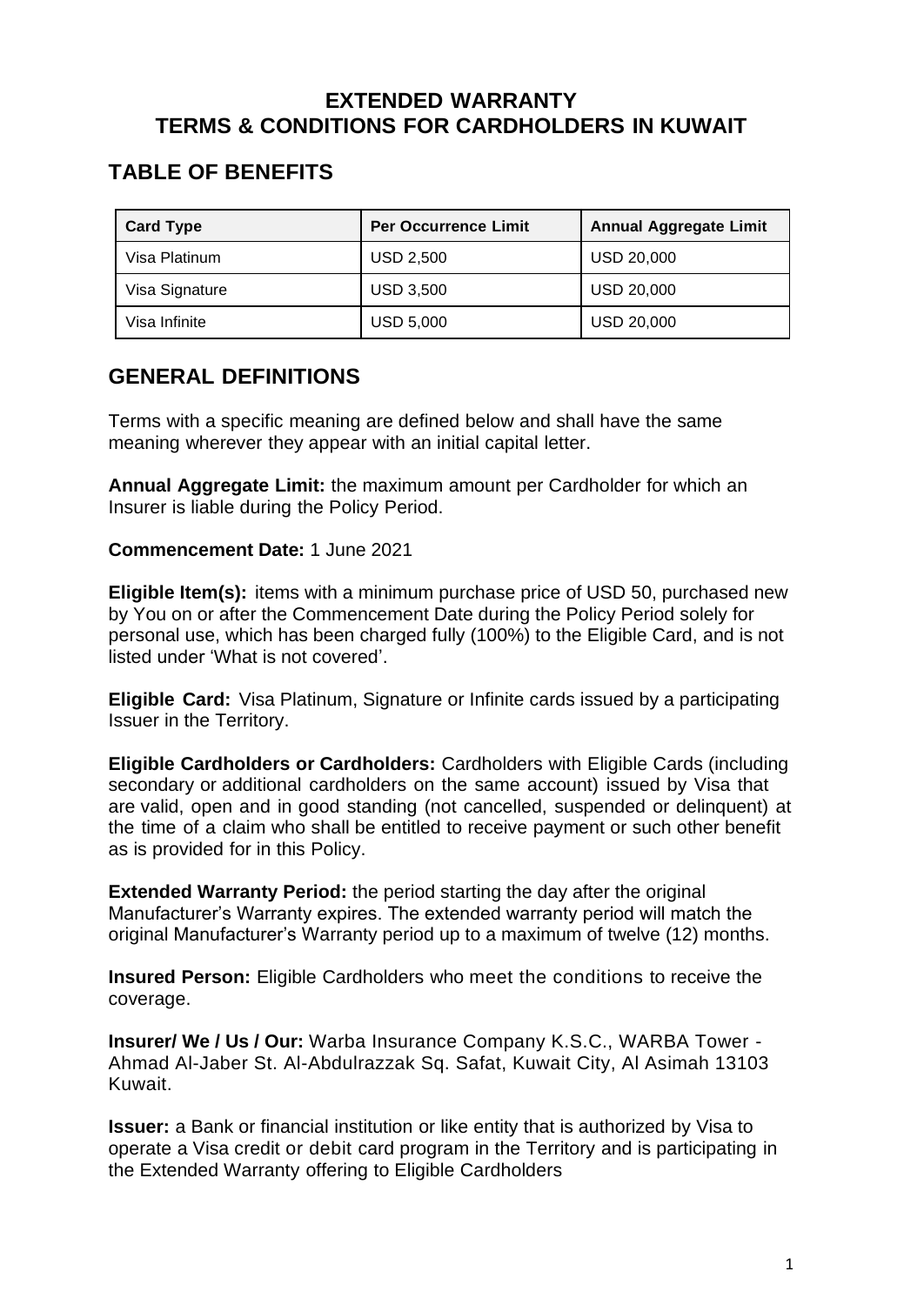# EXTENDED WARRANTY
# TERMS & CONDITIONS FOR CARDHOLDERS IN KUWAIT

## TABLE OF BENEFITS

| Card Type | Per Occurrence Limit | Annual Aggregate Limit |
|---|---|---|
| Visa Platinum | USD 2,500 | USD 20,000 |
| Visa Signature | USD 3,500 | USD 20,000 |
| Visa Infinite | USD 5,000 | USD 20,000 |

## GENERAL DEFINITIONS

Terms with a specific meaning are defined below and shall have the same meaning wherever they appear with an initial capital letter.

**Annual Aggregate Limit:** the maximum amount per Cardholder for which an Insurer is liable during the Policy Period.

**Commencement Date:** 1 June 2021

**Eligible Item(s):** items with a minimum purchase price of USD 50, purchased new by You on or after the Commencement Date during the Policy Period solely for personal use, which has been charged fully (100%) to the Eligible Card, and is not listed under 'What is not covered'.

**Eligible Card:** Visa Platinum, Signature or Infinite cards issued by a participating Issuer in the Territory.

**Eligible Cardholders or Cardholders:** Cardholders with Eligible Cards (including secondary or additional cardholders on the same account) issued by Visa that are valid, open and in good standing (not cancelled, suspended or delinquent) at the time of a claim who shall be entitled to receive payment or such other benefit as is provided for in this Policy.

**Extended Warranty Period:** the period starting the day after the original Manufacturer's Warranty expires. The extended warranty period will match the original Manufacturer's Warranty period up to a maximum of twelve (12) months.

**Insured Person:** Eligible Cardholders who meet the conditions to receive the coverage.

**Insurer/ We / Us / Our:** Warba Insurance Company K.S.C., WARBA Tower - Ahmad Al-Jaber St. Al-Abdulrazzak Sq. Safat, Kuwait City, Al Asimah 13103 Kuwait.

**Issuer:** a Bank or financial institution or like entity that is authorized by Visa to operate a Visa credit or debit card program in the Territory and is participating in the Extended Warranty offering to Eligible Cardholders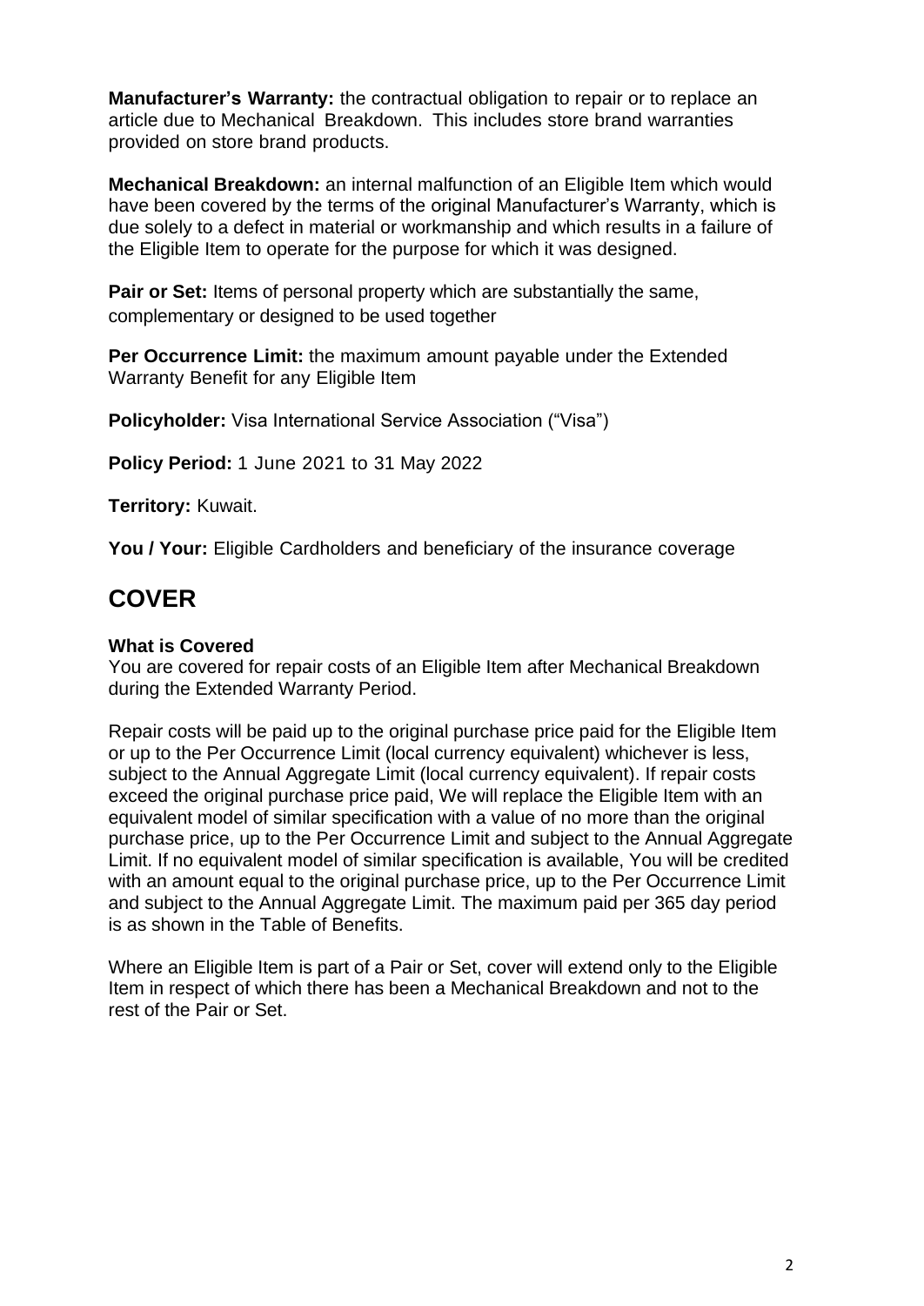**Manufacturer's Warranty:** the contractual obligation to repair or to replace an article due to Mechanical Breakdown. This includes store brand warranties provided on store brand products.

**Mechanical Breakdown:** an internal malfunction of an Eligible Item which would have been covered by the terms of the original Manufacturer's Warranty, which is due solely to a defect in material or workmanship and which results in a failure of the Eligible Item to operate for the purpose for which it was designed.

**Pair or Set:** Items of personal property which are substantially the same, complementary or designed to be used together

**Per Occurrence Limit:** the maximum amount payable under the Extended Warranty Benefit for any Eligible Item

**Policyholder:** Visa International Service Association ("Visa")

**Policy Period:** 1 June 2021 to 31 May 2022

**Territory:** Kuwait.

**You / Your:** Eligible Cardholders and beneficiary of the insurance coverage

# COVER

### What is Covered

You are covered for repair costs of an Eligible Item after Mechanical Breakdown during the Extended Warranty Period.

Repair costs will be paid up to the original purchase price paid for the Eligible Item or up to the Per Occurrence Limit (local currency equivalent) whichever is less, subject to the Annual Aggregate Limit (local currency equivalent). If repair costs exceed the original purchase price paid, We will replace the Eligible Item with an equivalent model of similar specification with a value of no more than the original purchase price, up to the Per Occurrence Limit and subject to the Annual Aggregate Limit. If no equivalent model of similar specification is available, You will be credited with an amount equal to the original purchase price, up to the Per Occurrence Limit and subject to the Annual Aggregate Limit. The maximum paid per 365 day period is as shown in the Table of Benefits.

Where an Eligible Item is part of a Pair or Set, cover will extend only to the Eligible Item in respect of which there has been a Mechanical Breakdown and not to the rest of the Pair or Set.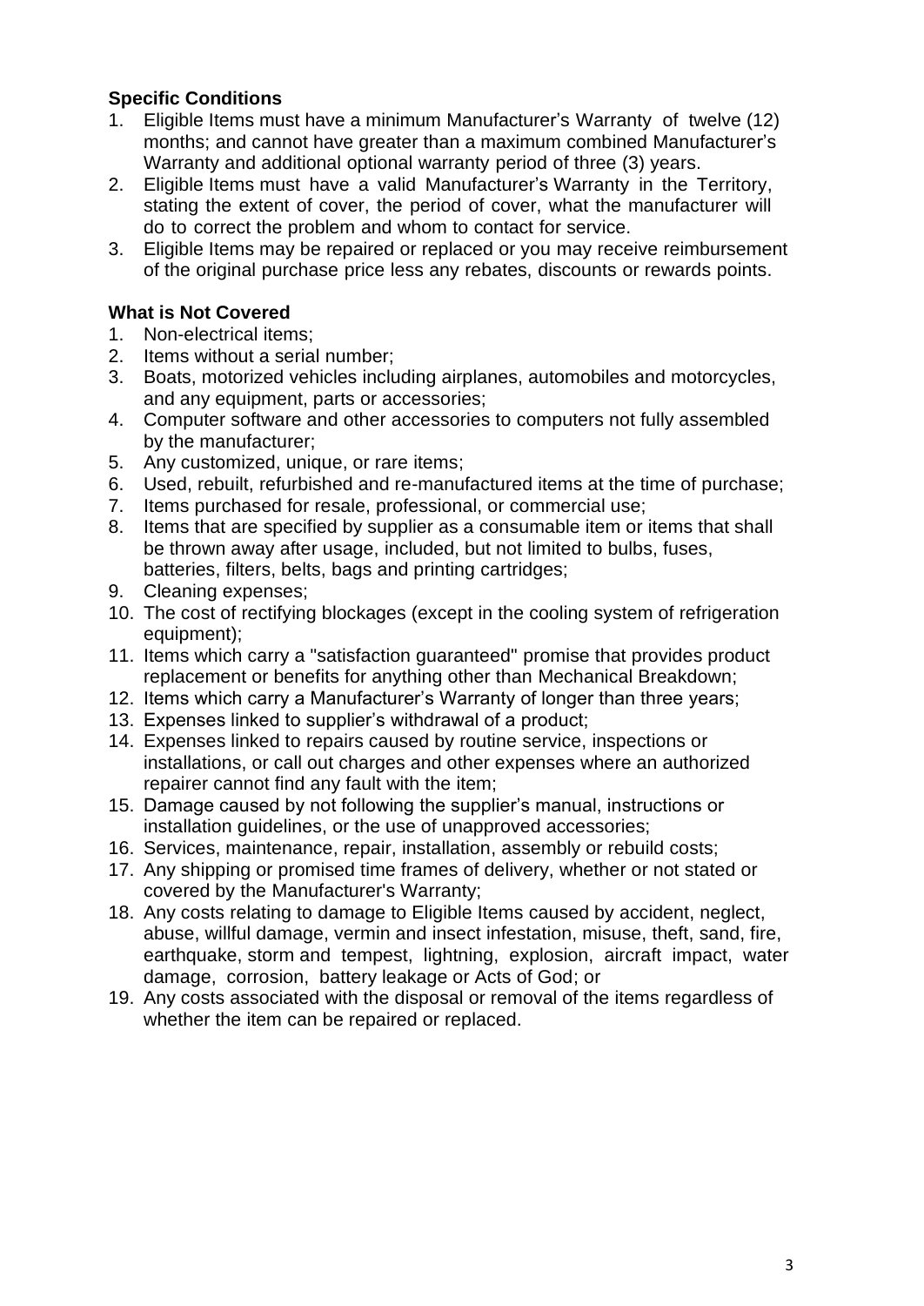### Specific Conditions

1. Eligible Items must have a minimum Manufacturer's Warranty of twelve (12) months; and cannot have greater than a maximum combined Manufacturer's Warranty and additional optional warranty period of three (3) years.
2. Eligible Items must have a valid Manufacturer's Warranty in the Territory, stating the extent of cover, the period of cover, what the manufacturer will do to correct the problem and whom to contact for service.
3. Eligible Items may be repaired or replaced or you may receive reimbursement of the original purchase price less any rebates, discounts or rewards points.

### What is Not Covered

1. Non-electrical items;
2. Items without a serial number;
3. Boats, motorized vehicles including airplanes, automobiles and motorcycles, and any equipment, parts or accessories;
4. Computer software and other accessories to computers not fully assembled by the manufacturer;
5. Any customized, unique, or rare items;
6. Used, rebuilt, refurbished and re-manufactured items at the time of purchase;
7. Items purchased for resale, professional, or commercial use;
8. Items that are specified by supplier as a consumable item or items that shall be thrown away after usage, included, but not limited to bulbs, fuses, batteries, filters, belts, bags and printing cartridges;
9. Cleaning expenses;
10. The cost of rectifying blockages (except in the cooling system of refrigeration equipment);
11. Items which carry a "satisfaction guaranteed" promise that provides product replacement or benefits for anything other than Mechanical Breakdown;
12. Items which carry a Manufacturer's Warranty of longer than three years;
13. Expenses linked to supplier's withdrawal of a product;
14. Expenses linked to repairs caused by routine service, inspections or installations, or call out charges and other expenses where an authorized repairer cannot find any fault with the item;
15. Damage caused by not following the supplier's manual, instructions or installation guidelines, or the use of unapproved accessories;
16. Services, maintenance, repair, installation, assembly or rebuild costs;
17. Any shipping or promised time frames of delivery, whether or not stated or covered by the Manufacturer's Warranty;
18. Any costs relating to damage to Eligible Items caused by accident, neglect, abuse, willful damage, vermin and insect infestation, misuse, theft, sand, fire, earthquake, storm and tempest, lightning, explosion, aircraft impact, water damage, corrosion, battery leakage or Acts of God; or
19. Any costs associated with the disposal or removal of the items regardless of whether the item can be repaired or replaced.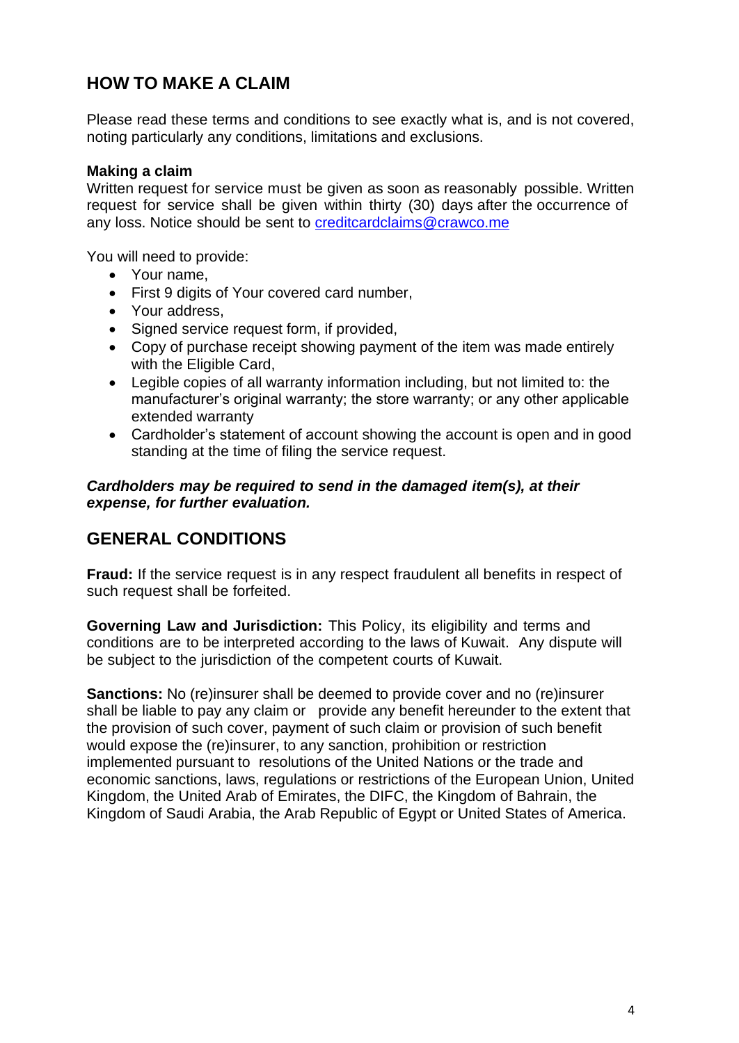## HOW TO MAKE A CLAIM

Please read these terms and conditions to see exactly what is, and is not covered, noting particularly any conditions, limitations and exclusions.

**Making a claim**

Written request for service must be given as soon as reasonably possible. Written request for service shall be given within thirty (30) days after the occurrence of any loss. Notice should be sent to [creditcardclaims@crawco.me](mailto:creditcardclaims@crawco.me)

You will need to provide:

- Your name,
- First 9 digits of Your covered card number,
- Your address,
- Signed service request form, if provided,
- Copy of purchase receipt showing payment of the item was made entirely with the Eligible Card,
- Legible copies of all warranty information including, but not limited to: the manufacturer's original warranty; the store warranty; or any other applicable extended warranty
- Cardholder's statement of account showing the account is open and in good standing at the time of filing the service request.

***Cardholders may be required to send in the damaged item(s), at their expense, for further evaluation.***

## GENERAL CONDITIONS

**Fraud:** If the service request is in any respect fraudulent all benefits in respect of such request shall be forfeited.

**Governing Law and Jurisdiction:** This Policy, its eligibility and terms and conditions are to be interpreted according to the laws of Kuwait. Any dispute will be subject to the jurisdiction of the competent courts of Kuwait.

**Sanctions:** No (re)insurer shall be deemed to provide cover and no (re)insurer shall be liable to pay any claim or provide any benefit hereunder to the extent that the provision of such cover, payment of such claim or provision of such benefit would expose the (re)insurer, to any sanction, prohibition or restriction implemented pursuant to resolutions of the United Nations or the trade and economic sanctions, laws, regulations or restrictions of the European Union, United Kingdom, the United Arab of Emirates, the DIFC, the Kingdom of Bahrain, the Kingdom of Saudi Arabia, the Arab Republic of Egypt or United States of America.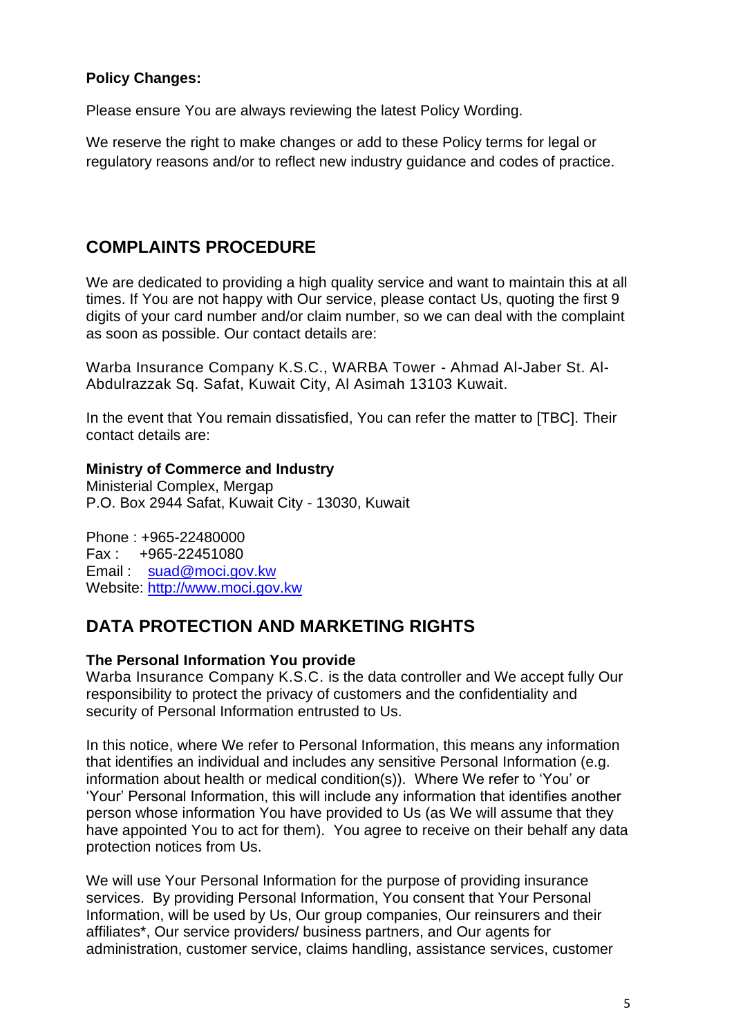**Policy Changes:**

Please ensure You are always reviewing the latest Policy Wording.

We reserve the right to make changes or add to these Policy terms for legal or regulatory reasons and/or to reflect new industry guidance and codes of practice.

## COMPLAINTS PROCEDURE

We are dedicated to providing a high quality service and want to maintain this at all times. If You are not happy with Our service, please contact Us, quoting the first 9 digits of your card number and/or claim number, so we can deal with the complaint as soon as possible. Our contact details are:

Warba Insurance Company K.S.C., WARBA Tower - Ahmad Al-Jaber St. Al-Abdulrazzak Sq. Safat, Kuwait City, Al Asimah 13103 Kuwait.

In the event that You remain dissatisfied, You can refer the matter to [TBC]. Their contact details are:

**Ministry of Commerce and Industry**
Ministerial Complex, Mergap
P.O. Box 2944 Safat, Kuwait City - 13030, Kuwait

Phone : +965-22480000
Fax : +965-22451080
Email : suad@moci.gov.kw
Website: http://www.moci.gov.kw

## DATA PROTECTION AND MARKETING RIGHTS

**The Personal Information You provide**
Warba Insurance Company K.S.C. is the data controller and We accept fully Our responsibility to protect the privacy of customers and the confidentiality and security of Personal Information entrusted to Us.

In this notice, where We refer to Personal Information, this means any information that identifies an individual and includes any sensitive Personal Information (e.g. information about health or medical condition(s)). Where We refer to 'You' or 'Your' Personal Information, this will include any information that identifies another person whose information You have provided to Us (as We will assume that they have appointed You to act for them). You agree to receive on their behalf any data protection notices from Us.

We will use Your Personal Information for the purpose of providing insurance services. By providing Personal Information, You consent that Your Personal Information, will be used by Us, Our group companies, Our reinsurers and their affiliates*, Our service providers/ business partners, and Our agents for administration, customer service, claims handling, assistance services, customer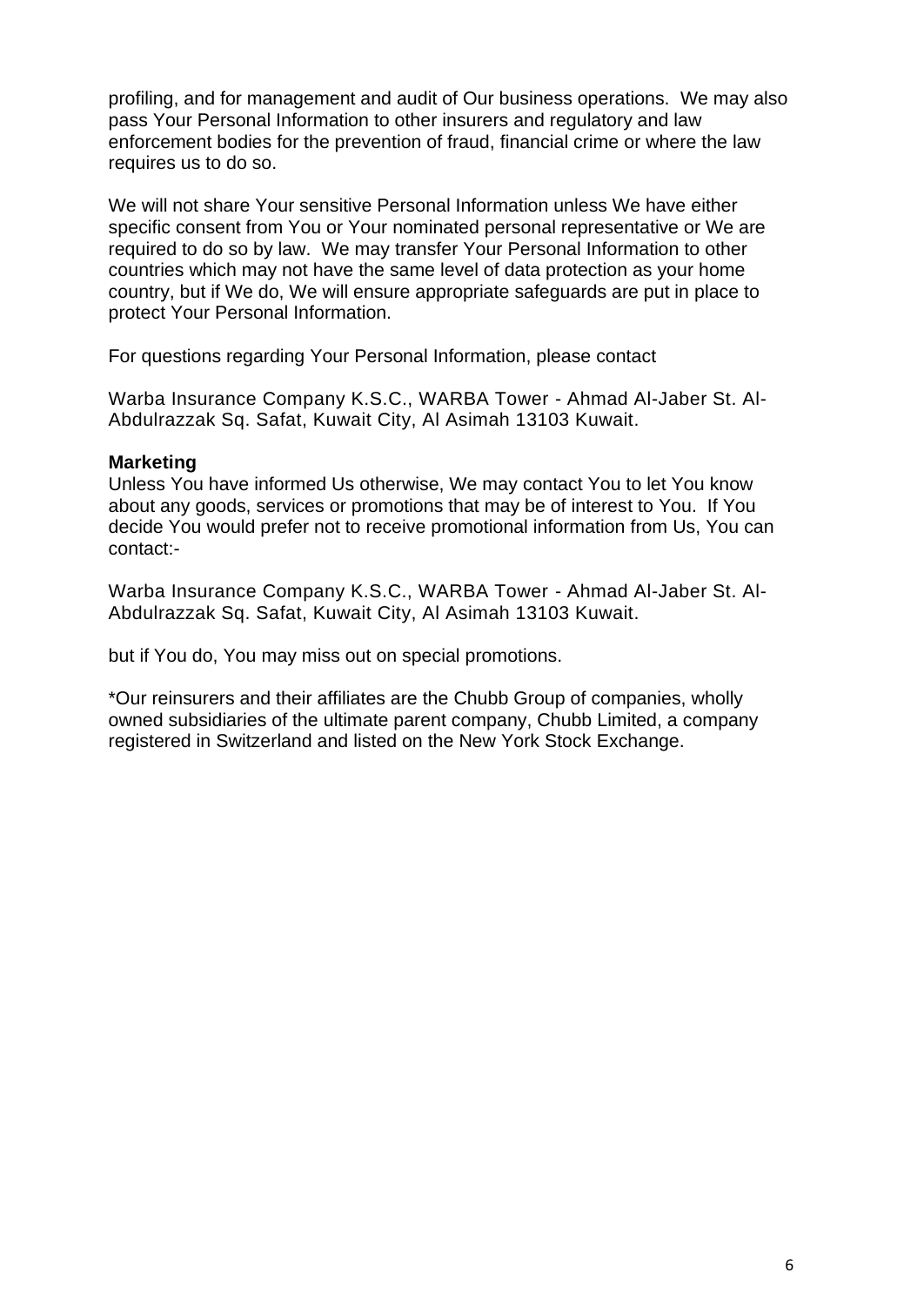profiling, and for management and audit of Our business operations. We may also pass Your Personal Information to other insurers and regulatory and law enforcement bodies for the prevention of fraud, financial crime or where the law requires us to do so.

We will not share Your sensitive Personal Information unless We have either specific consent from You or Your nominated personal representative or We are required to do so by law. We may transfer Your Personal Information to other countries which may not have the same level of data protection as your home country, but if We do, We will ensure appropriate safeguards are put in place to protect Your Personal Information.

For questions regarding Your Personal Information, please contact

Warba Insurance Company K.S.C., WARBA Tower - Ahmad Al-Jaber St. Al-Abdulrazzak Sq. Safat, Kuwait City, Al Asimah 13103 Kuwait.

**Marketing**

Unless You have informed Us otherwise, We may contact You to let You know about any goods, services or promotions that may be of interest to You. If You decide You would prefer not to receive promotional information from Us, You can contact:-

Warba Insurance Company K.S.C., WARBA Tower - Ahmad Al-Jaber St. Al-Abdulrazzak Sq. Safat, Kuwait City, Al Asimah 13103 Kuwait.

but if You do, You may miss out on special promotions.

*Our reinsurers and their affiliates are the Chubb Group of companies, wholly owned subsidiaries of the ultimate parent company, Chubb Limited, a company registered in Switzerland and listed on the New York Stock Exchange.